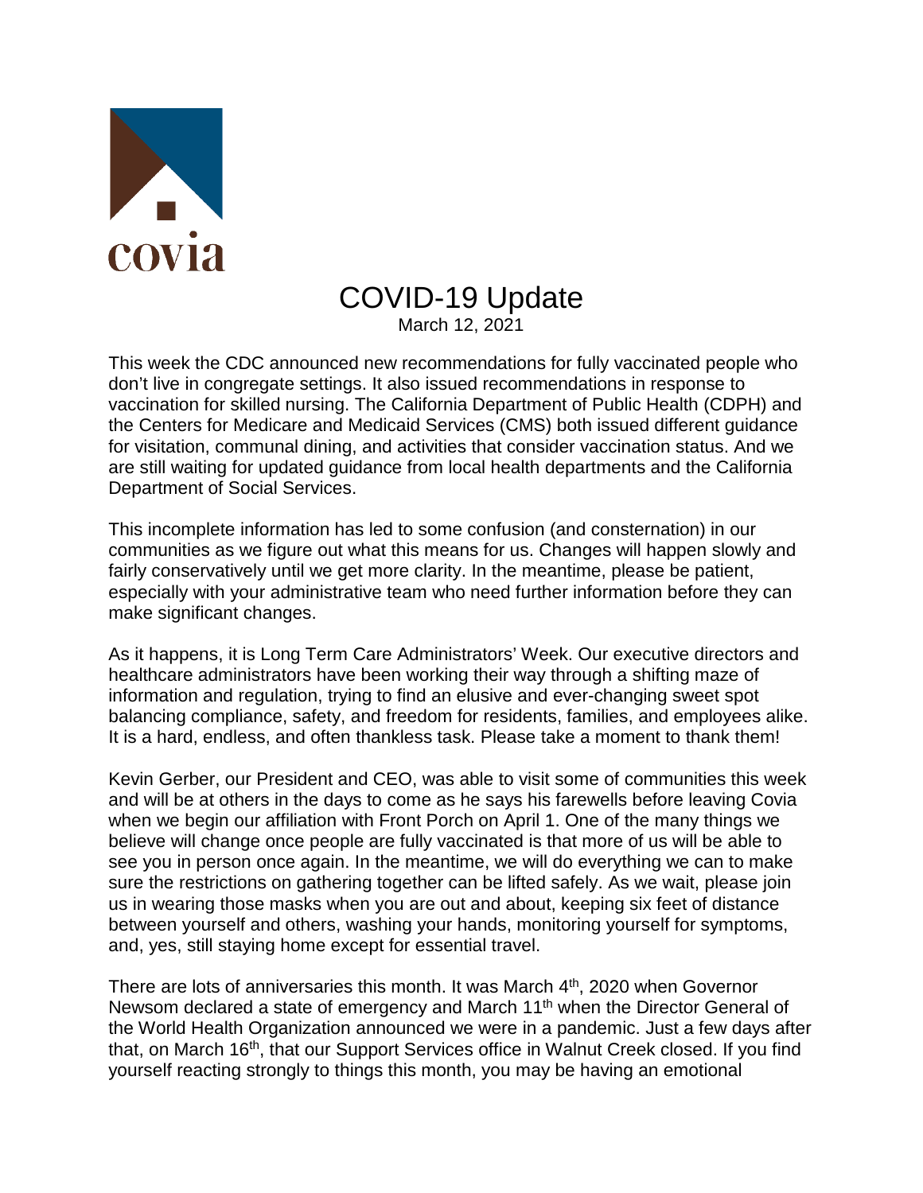covia

# COVID-19 Update

March 12, 2021

This week the CDC announced new recommendations for fully vaccinated people who don't live in congregate settings. It also issued recommendations in response to vaccination for skilled nursing. The California Department of Public Health (CDPH) and the Centers for Medicare and Medicaid Services (CMS) both issued different guidance for visitation, communal dining, and activities that consider vaccination status. And we are still waiting for updated guidance from local health departments and the California Department of Social Services.

This incomplete information has led to some confusion (and consternation) in our communities as we figure out what this means for us. Changes will happen slowly and fairly conservatively until we get more clarity. In the meantime, please be patient, especially with your administrative team who need further information before they can make significant changes.

As it happens, it is Long Term Care Administrators' Week. Our executive directors and healthcare administrators have been working their way through a shifting maze of information and regulation, trying to find an elusive and ever-changing sweet spot balancing compliance, safety, and freedom for residents, families, and employees alike. It is a hard, endless, and often thankless task. Please take a moment to thank them!

Kevin Gerber, our President and CEO, was able to visit some of communities this week and will be at others in the days to come as he says his farewells before leaving Covia when we begin our affiliation with Front Porch on April 1. One of the many things we believe will change once people are fully vaccinated is that more of us will be able to see you in person once again. In the meantime, we will do everything we can to make sure the restrictions on gathering together can be lifted safely. As we wait, please join us in wearing those masks when you are out and about, keeping six feet of distance between yourself and others, washing your hands, monitoring yourself for symptoms, and, yes, still staying home except for essential travel.

There are lots of anniversaries this month. It was March 4th, 2020 when Governor Newsom declared a state of emergency and March 11th when the Director General of the World Health Organization announced we were in a pandemic. Just a few days after that, on March 16th, that our Support Services office in Walnut Creek closed. If you find yourself reacting strongly to things this month, you may be having an emotional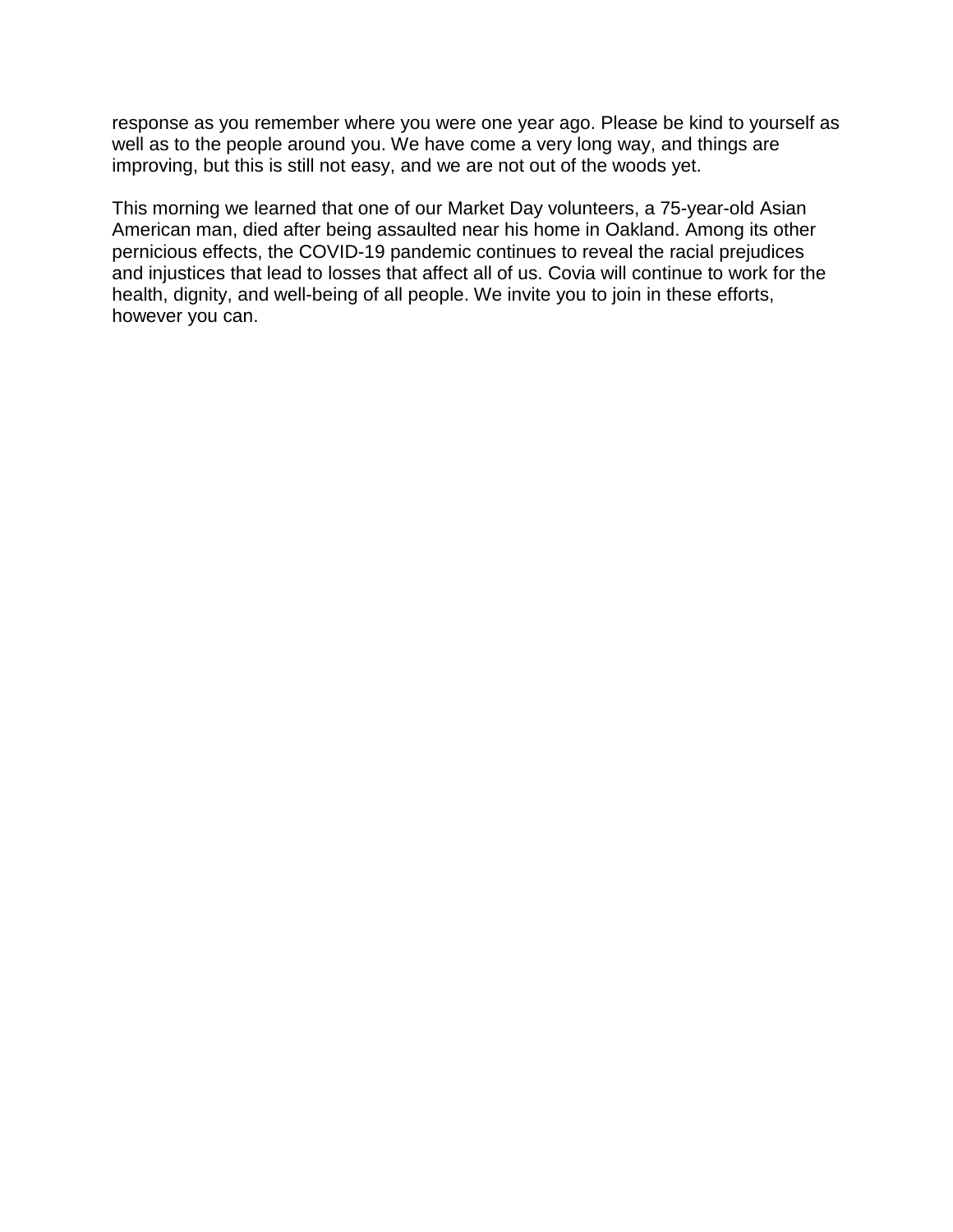response as you remember where you were one year ago. Please be kind to yourself as well as to the people around you. We have come a very long way, and things are improving, but this is still not easy, and we are not out of the woods yet.

This morning we learned that one of our Market Day volunteers, a 75-year-old Asian American man, died after being assaulted near his home in Oakland. Among its other pernicious effects, the COVID-19 pandemic continues to reveal the racial prejudices and injustices that lead to losses that affect all of us. Covia will continue to work for the health, dignity, and well-being of all people. We invite you to join in these efforts, however you can.